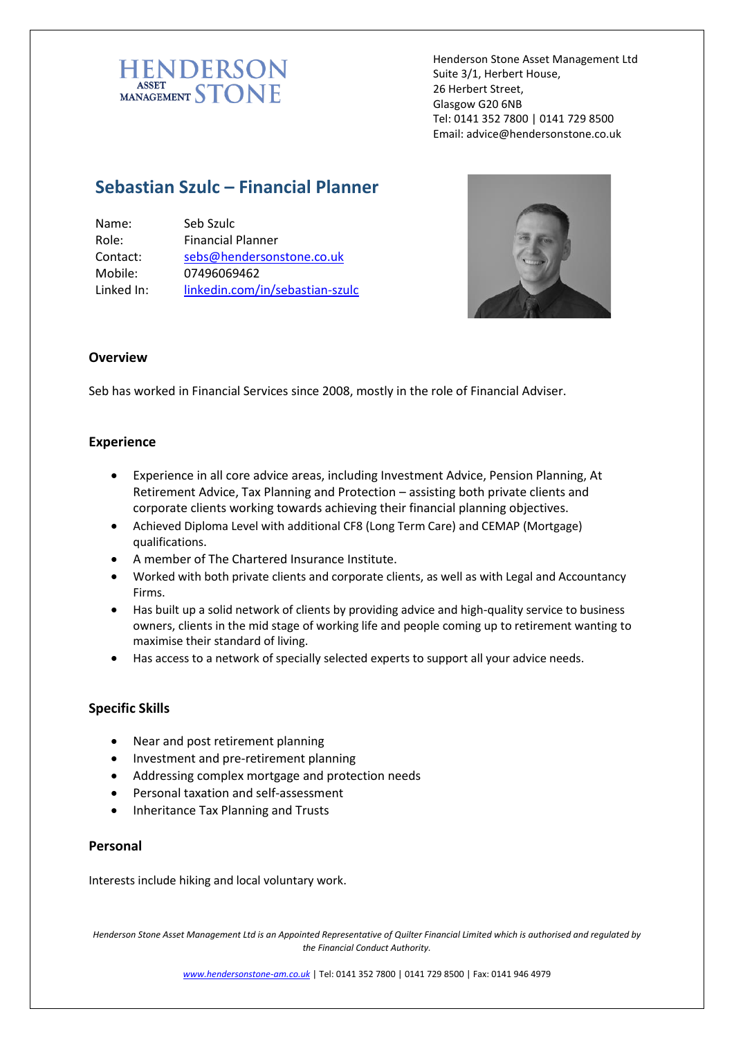HENDERSON ASSET MANAGEMENT STONE

Henderson Stone Asset Management Ltd
Suite 3/1, Herbert House,
26 Herbert Street,
Glasgow G20 6NB
Tel: 0141 352 7800 | 0141 729 8500
Email: advice@hendersonstone.co.uk

## Sebastian Szulc – Financial Planner

| | |
|---|---|
| Name: | Seb Szulc |
| Role: | Financial Planner |
| Contact: | sebs@hendersonstone.co.uk |
| Mobile: | 07496069462 |
| Linked In: | linkedin.com/in/sebastian-szulc |

### Overview

Seb has worked in Financial Services since 2008, mostly in the role of Financial Adviser.

### Experience

- Experience in all core advice areas, including Investment Advice, Pension Planning, At Retirement Advice, Tax Planning and Protection – assisting both private clients and corporate clients working towards achieving their financial planning objectives.
- Achieved Diploma Level with additional CF8 (Long Term Care) and CEMAP (Mortgage) qualifications.
- A member of The Chartered Insurance Institute.
- Worked with both private clients and corporate clients, as well as with Legal and Accountancy Firms.
- Has built up a solid network of clients by providing advice and high-quality service to business owners, clients in the mid stage of working life and people coming up to retirement wanting to maximise their standard of living.
- Has access to a network of specially selected experts to support all your advice needs.

### Specific Skills

- Near and post retirement planning
- Investment and pre-retirement planning
- Addressing complex mortgage and protection needs
- Personal taxation and self-assessment
- Inheritance Tax Planning and Trusts

### Personal

Interests include hiking and local voluntary work.

*Henderson Stone Asset Management Ltd is an Appointed Representative of Quilter Financial Limited which is authorised and regulated by the Financial Conduct Authority.*

www.hendersonstone-am.co.uk | Tel: 0141 352 7800 | 0141 729 8500 | Fax: 0141 946 4979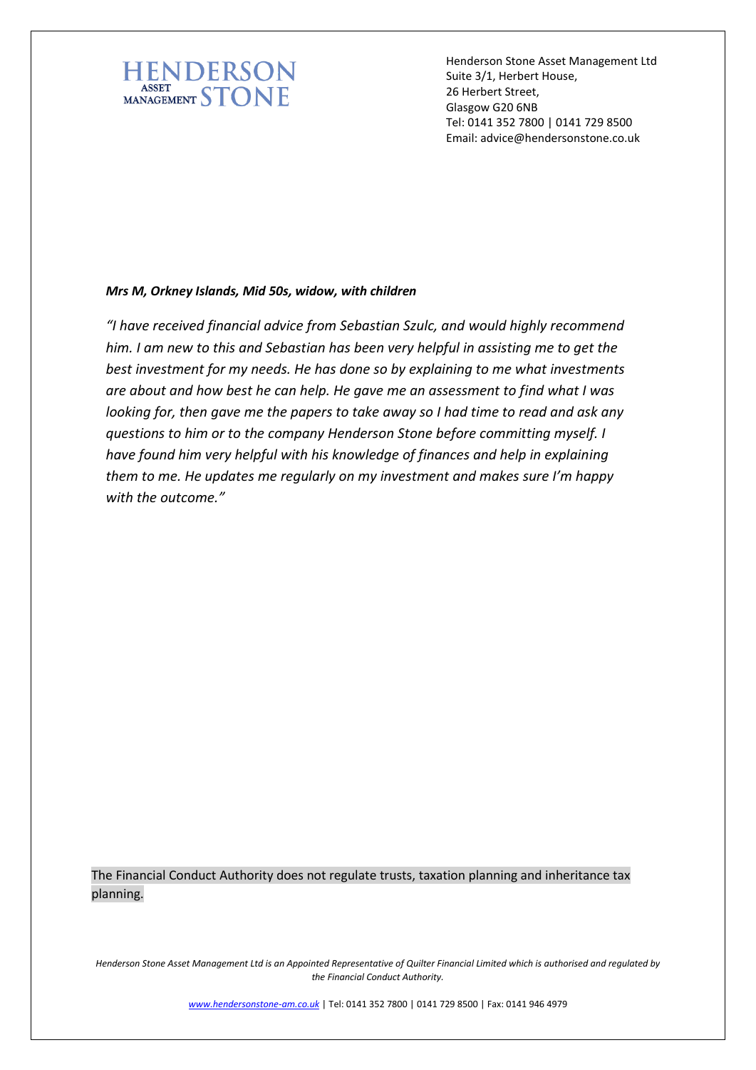**HENDERSON**
ASSET MANAGEMENT **STONE**

Henderson Stone Asset Management Ltd
Suite 3/1, Herbert House,
26 Herbert Street,
Glasgow G20 6NB
Tel: 0141 352 7800 | 0141 729 8500
Email: advice@hendersonstone.co.uk

***Mrs M, Orkney Islands, Mid 50s, widow, with children***

*"I have received financial advice from Sebastian Szulc, and would highly recommend him. I am new to this and Sebastian has been very helpful in assisting me to get the best investment for my needs. He has done so by explaining to me what investments are about and how best he can help. He gave me an assessment to find what I was looking for, then gave me the papers to take away so I had time to read and ask any questions to him or to the company Henderson Stone before committing myself. I have found him very helpful with his knowledge of finances and help in explaining them to me. He updates me regularly on my investment and makes sure I'm happy with the outcome."*

The Financial Conduct Authority does not regulate trusts, taxation planning and inheritance tax planning.

*Henderson Stone Asset Management Ltd is an Appointed Representative of Quilter Financial Limited which is authorised and regulated by the Financial Conduct Authority.*

www.hendersonstone-am.co.uk | Tel: 0141 352 7800 | 0141 729 8500 | Fax: 0141 946 4979